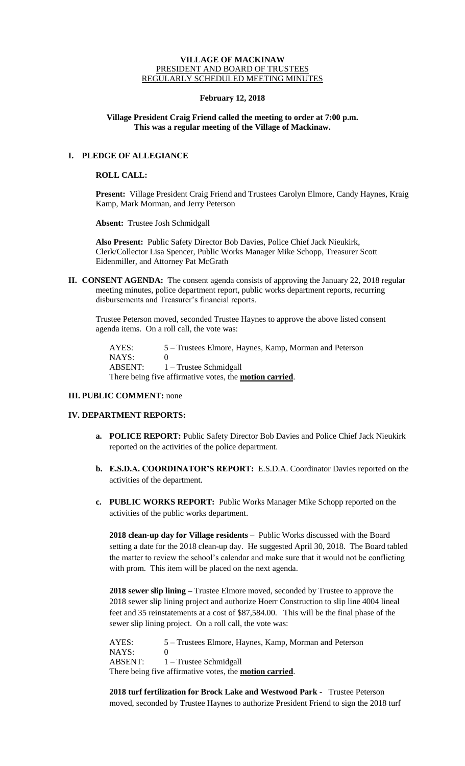**VILLAGE OF MACKINAW**
PRESIDENT AND BOARD OF TRUSTEES
REGULARLY SCHEDULED MEETING MINUTES

**February 12, 2018**

**Village President Craig Friend called the meeting to order at 7:00 p.m.**
**This was a regular meeting of the Village of Mackinaw.**

## I. PLEDGE OF ALLEGIANCE

**ROLL CALL:**

**Present:** Village President Craig Friend and Trustees Carolyn Elmore, Candy Haynes, Kraig Kamp, Mark Morman, and Jerry Peterson

**Absent:** Trustee Josh Schmidgall

**Also Present:** Public Safety Director Bob Davies, Police Chief Jack Nieukirk, Clerk/Collector Lisa Spencer, Public Works Manager Mike Schopp, Treasurer Scott Eidenmiller, and Attorney Pat McGrath

**II. CONSENT AGENDA:** The consent agenda consists of approving the January 22, 2018 regular meeting minutes, police department report, public works department reports, recurring disbursements and Treasurer's financial reports.

Trustee Peterson moved, seconded Trustee Haynes to approve the above listed consent agenda items. On a roll call, the vote was:

AYES: 5 – Trustees Elmore, Haynes, Kamp, Morman and Peterson
NAYS: 0
ABSENT: 1 – Trustee Schmidgall
There being five affirmative votes, the **motion carried**.

**III. PUBLIC COMMENT:** none

## IV. DEPARTMENT REPORTS:

- **a. POLICE REPORT:** Public Safety Director Bob Davies and Police Chief Jack Nieukirk reported on the activities of the police department.

- **b. E.S.D.A. COORDINATOR'S REPORT:** E.S.D.A. Coordinator Davies reported on the activities of the department.

- **c. PUBLIC WORKS REPORT:** Public Works Manager Mike Schopp reported on the activities of the public works department.

  **2018 clean-up day for Village residents –** Public Works discussed with the Board setting a date for the 2018 clean-up day. He suggested April 30, 2018. The Board tabled the matter to review the school's calendar and make sure that it would not be conflicting with prom. This item will be placed on the next agenda.

  **2018 sewer slip lining –** Trustee Elmore moved, seconded by Trustee to approve the 2018 sewer slip lining project and authorize Hoerr Construction to slip line 4004 lineal feet and 35 reinstatements at a cost of $87,584.00. This will be the final phase of the sewer slip lining project. On a roll call, the vote was:

  AYES: 5 – Trustees Elmore, Haynes, Kamp, Morman and Peterson
  NAYS: 0
  ABSENT: 1 – Trustee Schmidgall
  There being five affirmative votes, the **motion carried**.

  **2018 turf fertilization for Brock Lake and Westwood Park -** Trustee Peterson moved, seconded by Trustee Haynes to authorize President Friend to sign the 2018 turf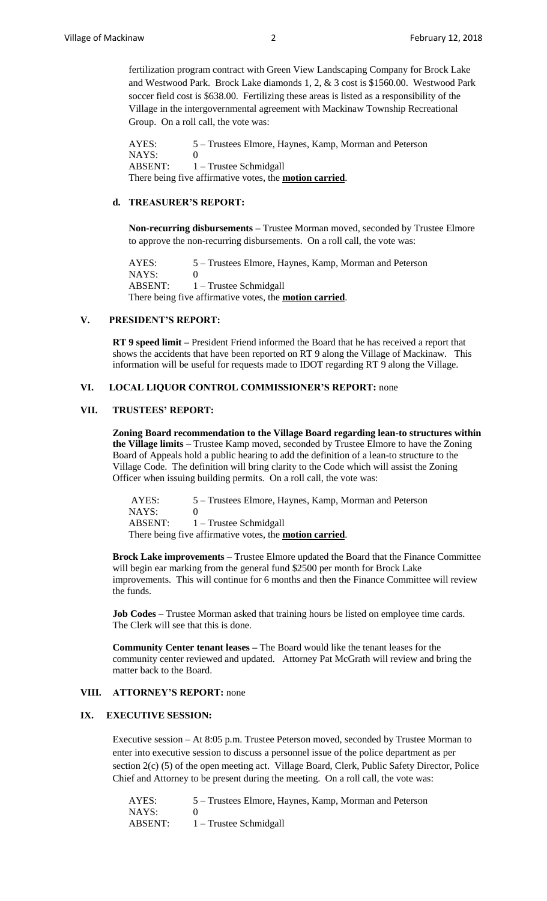fertilization program contract with Green View Landscaping Company for Brock Lake and Westwood Park. Brock Lake diamonds 1, 2, & 3 cost is $1560.00. Westwood Park soccer field cost is $638.00. Fertilizing these areas is listed as a responsibility of the Village in the intergovernmental agreement with Mackinaw Township Recreational Group. On a roll call, the vote was:

AYES: 5 – Trustees Elmore, Haynes, Kamp, Morman and Peterson
NAYS: 0
ABSENT: 1 – Trustee Schmidgall
There being five affirmative votes, the **motion carried**.

#### d. TREASURER'S REPORT:

**Non-recurring disbursements –** Trustee Morman moved, seconded by Trustee Elmore to approve the non-recurring disbursements. On a roll call, the vote was:

AYES: 5 – Trustees Elmore, Haynes, Kamp, Morman and Peterson
NAYS: 0
ABSENT: 1 – Trustee Schmidgall
There being five affirmative votes, the **motion carried**.

### V. PRESIDENT'S REPORT:

**RT 9 speed limit –** President Friend informed the Board that he has received a report that shows the accidents that have been reported on RT 9 along the Village of Mackinaw. This information will be useful for requests made to IDOT regarding RT 9 along the Village.

### VI. LOCAL LIQUOR CONTROL COMMISSIONER'S REPORT: none

### VII. TRUSTEES' REPORT:

**Zoning Board recommendation to the Village Board regarding lean-to structures within the Village limits –** Trustee Kamp moved, seconded by Trustee Elmore to have the Zoning Board of Appeals hold a public hearing to add the definition of a lean-to structure to the Village Code. The definition will bring clarity to the Code which will assist the Zoning Officer when issuing building permits. On a roll call, the vote was:

AYES: 5 – Trustees Elmore, Haynes, Kamp, Morman and Peterson
NAYS: 0
ABSENT: 1 – Trustee Schmidgall
There being five affirmative votes, the **motion carried**.

**Brock Lake improvements –** Trustee Elmore updated the Board that the Finance Committee will begin ear marking from the general fund $2500 per month for Brock Lake improvements. This will continue for 6 months and then the Finance Committee will review the funds.

**Job Codes –** Trustee Morman asked that training hours be listed on employee time cards. The Clerk will see that this is done.

**Community Center tenant leases –** The Board would like the tenant leases for the community center reviewed and updated. Attorney Pat McGrath will review and bring the matter back to the Board.

### VIII. ATTORNEY'S REPORT: none

### IX. EXECUTIVE SESSION:

Executive session – At 8:05 p.m. Trustee Peterson moved, seconded by Trustee Morman to enter into executive session to discuss a personnel issue of the police department as per section 2(c) (5) of the open meeting act. Village Board, Clerk, Public Safety Director, Police Chief and Attorney to be present during the meeting. On a roll call, the vote was:

AYES: 5 – Trustees Elmore, Haynes, Kamp, Morman and Peterson
NAYS: 0
ABSENT: 1 – Trustee Schmidgall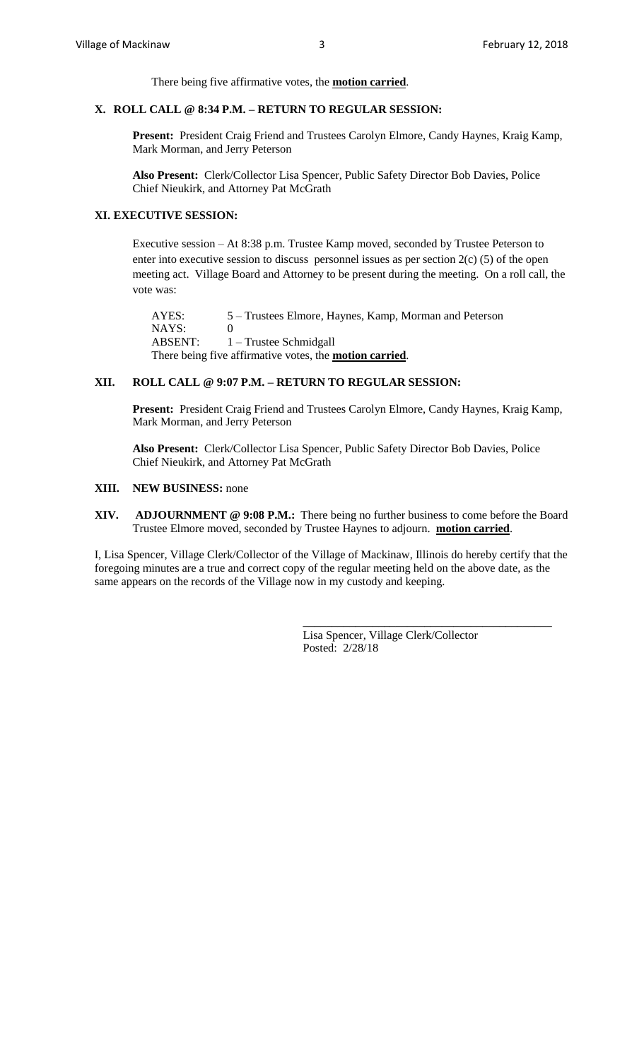There being five affirmative votes, the **motion carried**.

**X. ROLL CALL @ 8:34 P.M. – RETURN TO REGULAR SESSION:**

**Present:** President Craig Friend and Trustees Carolyn Elmore, Candy Haynes, Kraig Kamp, Mark Morman, and Jerry Peterson

**Also Present:** Clerk/Collector Lisa Spencer, Public Safety Director Bob Davies, Police Chief Nieukirk, and Attorney Pat McGrath

**XI. EXECUTIVE SESSION:**

Executive session – At 8:38 p.m. Trustee Kamp moved, seconded by Trustee Peterson to enter into executive session to discuss personnel issues as per section 2(c) (5) of the open meeting act. Village Board and Attorney to be present during the meeting. On a roll call, the vote was:

AYES: 5 – Trustees Elmore, Haynes, Kamp, Morman and Peterson
NAYS: 0
ABSENT: 1 – Trustee Schmidgall
There being five affirmative votes, the **motion carried**.

**XII. ROLL CALL @ 9:07 P.M. – RETURN TO REGULAR SESSION:**

**Present:** President Craig Friend and Trustees Carolyn Elmore, Candy Haynes, Kraig Kamp, Mark Morman, and Jerry Peterson

**Also Present:** Clerk/Collector Lisa Spencer, Public Safety Director Bob Davies, Police Chief Nieukirk, and Attorney Pat McGrath

**XIII. NEW BUSINESS:** none

**XIV. ADJOURNMENT @ 9:08 P.M.:** There being no further business to come before the Board Trustee Elmore moved, seconded by Trustee Haynes to adjourn. **motion carried**.

I, Lisa Spencer, Village Clerk/Collector of the Village of Mackinaw, Illinois do hereby certify that the foregoing minutes are a true and correct copy of the regular meeting held on the above date, as the same appears on the records of the Village now in my custody and keeping.

\_\_\_\_\_\_\_\_\_\_\_\_\_\_\_\_\_\_\_\_\_\_\_\_\_\_\_\_\_\_\_\_\_\_\_\_\_\_\_\_\_\_

Lisa Spencer, Village Clerk/Collector
Posted: 2/28/18